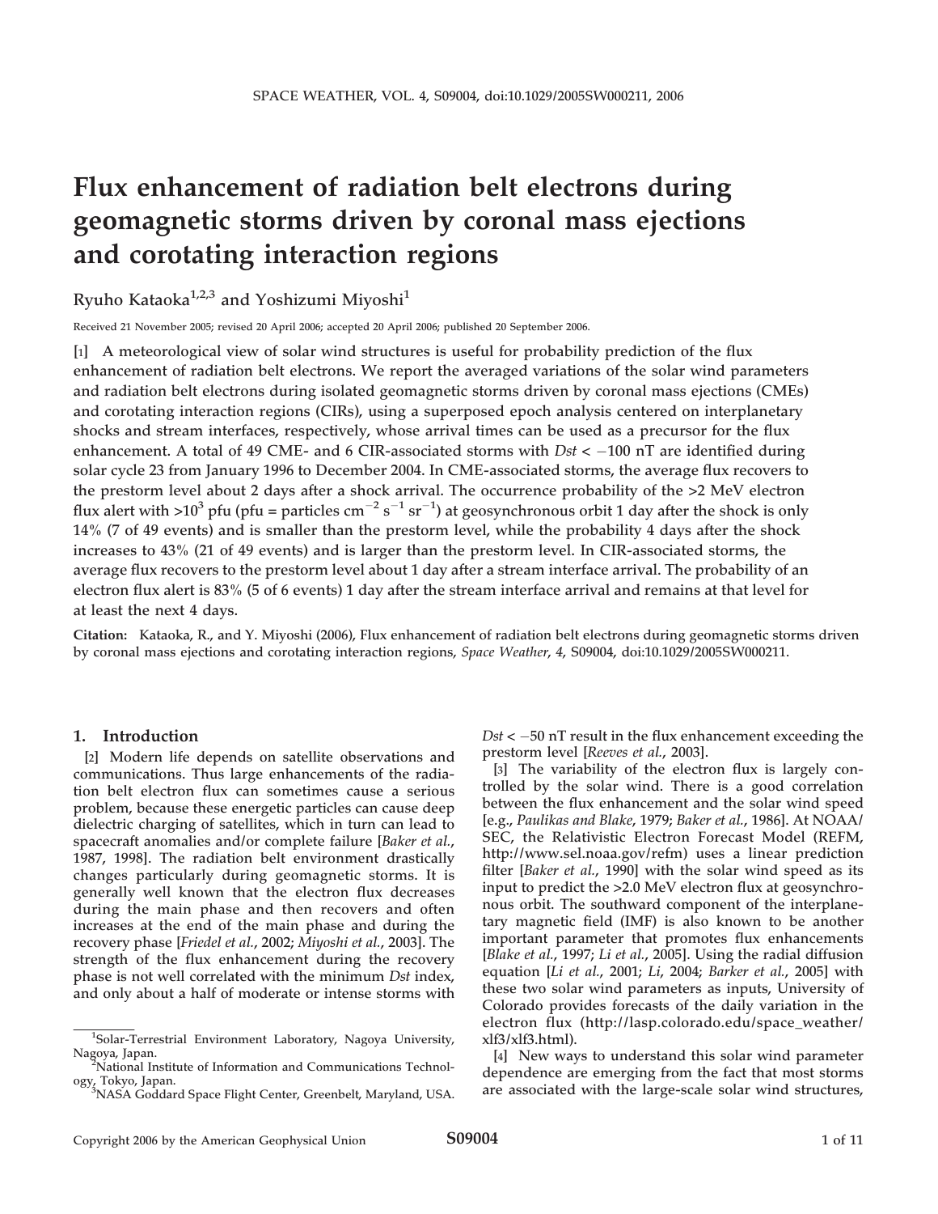# Flux enhancement of radiation belt electrons during geomagnetic storms driven by coronal mass ejections and corotating interaction regions

Ryuho Kataoka[1,2,3] and Yoshizumi Miyoshi[1]

Received 21 November 2005; revised 20 April 2006; accepted 20 April 2006; published 20 September 2006.

[1] A meteorological view of solar wind structures is useful for probability prediction of the flux enhancement of radiation belt electrons. We report the averaged variations of the solar wind parameters and radiation belt electrons during isolated geomagnetic storms driven by coronal mass ejections (CMEs) and corotating interaction regions (CIRs), using a superposed epoch analysis centered on interplanetary shocks and stream interfaces, respectively, whose arrival times can be used as a precursor for the flux enhancement. A total of 49 CME- and 6 CIR-associated storms with *Dst* < −100 nT are identified during solar cycle 23 from January 1996 to December 2004. In CME-associated storms, the average flux recovers to the prestorm level about 2 days after a shock arrival. The occurrence probability of the >2 MeV electron flux alert with >$10^3$ pfu (pfu = particles $\mathrm{cm^{-2}\ s^{-1}\ sr^{-1}}$) at geosynchronous orbit 1 day after the shock is only 14% (7 of 49 events) and is smaller than the prestorm level, while the probability 4 days after the shock increases to 43% (21 of 49 events) and is larger than the prestorm level. In CIR-associated storms, the average flux recovers to the prestorm level about 1 day after a stream interface arrival. The probability of an electron flux alert is 83% (5 of 6 events) 1 day after the stream interface arrival and remains at that level for at least the next 4 days.

**Citation:** Kataoka, R., and Y. Miyoshi (2006), Flux enhancement of radiation belt electrons during geomagnetic storms driven by coronal mass ejections and corotating interaction regions, *Space Weather*, *4*, S09004, doi:10.1029/2005SW000211.

## 1. Introduction

[2] Modern life depends on satellite observations and communications. Thus large enhancements of the radiation belt electron flux can sometimes cause a serious problem, because these energetic particles can cause deep dielectric charging of satellites, which in turn can lead to spacecraft anomalies and/or complete failure [*Baker et al.*, 1987, 1998]. The radiation belt environment drastically changes particularly during geomagnetic storms. It is generally well known that the electron flux decreases during the main phase and then recovers and often increases at the end of the main phase and during the recovery phase [*Friedel et al.*, 2002; *Miyoshi et al.*, 2003]. The strength of the flux enhancement during the recovery phase is not well correlated with the minimum *Dst* index, and only about a half of moderate or intense storms with *Dst* < −50 nT result in the flux enhancement exceeding the prestorm level [*Reeves et al.*, 2003].

[3] The variability of the electron flux is largely controlled by the solar wind. There is a good correlation between the flux enhancement and the solar wind speed [e.g., *Paulikas and Blake*, 1979; *Baker et al.*, 1986]. At NOAA/SEC, the Relativistic Electron Forecast Model (REFM, http://www.sel.noaa.gov/refm) uses a linear prediction filter [*Baker et al.*, 1990] with the solar wind speed as its input to predict the >2.0 MeV electron flux at geosynchronous orbit. The southward component of the interplanetary magnetic field (IMF) is also known to be another important parameter that promotes flux enhancements [*Blake et al.*, 1997; *Li et al.*, 2005]. Using the radial diffusion equation [*Li et al.*, 2001; *Li*, 2004; *Barker et al.*, 2005] with these two solar wind parameters as inputs, University of Colorado provides forecasts of the daily variation in the electron flux (http://lasp.colorado.edu/space_weather/xlf3/xlf3.html).

[4] New ways to understand this solar wind parameter dependence are emerging from the fact that most storms are associated with the large-scale solar wind structures,

---

[1] Solar-Terrestrial Environment Laboratory, Nagoya University, Nagoya, Japan.

[2] National Institute of Information and Communications Technology, Tokyo, Japan.

[3] NASA Goddard Space Flight Center, Greenbelt, Maryland, USA.

Copyright 2006 by the American Geophysical Union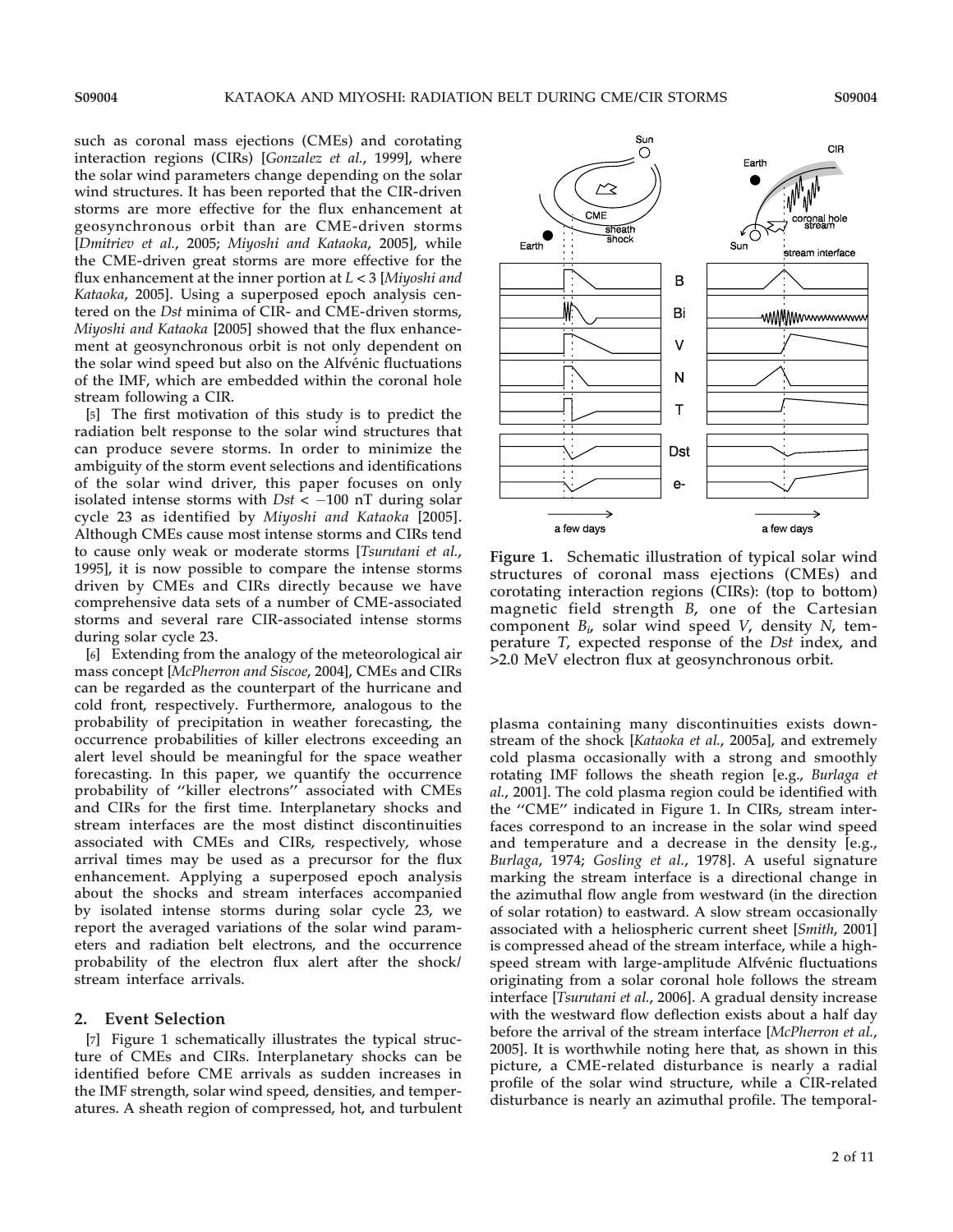such as coronal mass ejections (CMEs) and corotating interaction regions (CIRs) [*Gonzalez et al.*, 1999], where the solar wind parameters change depending on the solar wind structures. It has been reported that the CIR-driven storms are more effective for the flux enhancement at geosynchronous orbit than are CME-driven storms [*Dmitriev et al.*, 2005; *Miyoshi and Kataoka*, 2005], while the CME-driven great storms are more effective for the flux enhancement at the inner portion at $L < 3$ [*Miyoshi and Kataoka*, 2005]. Using a superposed epoch analysis centered on the *Dst* minima of CIR- and CME-driven storms, *Miyoshi and Kataoka* [2005] showed that the flux enhancement at geosynchronous orbit is not only dependent on the solar wind speed but also on the Alfvénic fluctuations of the IMF, which are embedded within the coronal hole stream following a CIR.

[5] The first motivation of this study is to predict the radiation belt response to the solar wind structures that can produce severe storms. In order to minimize the ambiguity of the storm event selections and identifications of the solar wind driver, this paper focuses on only isolated intense storms with $Dst < -100$ nT during solar cycle 23 as identified by *Miyoshi and Kataoka* [2005]. Although CMEs cause most intense storms and CIRs tend to cause only weak or moderate storms [*Tsurutani et al.*, 1995], it is now possible to compare the intense storms driven by CMEs and CIRs directly because we have comprehensive data sets of a number of CME-associated storms and several rare CIR-associated intense storms during solar cycle 23.

[6] Extending from the analogy of the meteorological air mass concept [*McPherron and Siscoe*, 2004], CMEs and CIRs can be regarded as the counterpart of the hurricane and cold front, respectively. Furthermore, analogous to the probability of precipitation in weather forecasting, the occurrence probabilities of killer electrons exceeding an alert level should be meaningful for the space weather forecasting. In this paper, we quantify the occurrence probability of "killer electrons" associated with CMEs and CIRs for the first time. Interplanetary shocks and stream interfaces are the most distinct discontinuities associated with CMEs and CIRs, respectively, whose arrival times may be used as a precursor for the flux enhancement. Applying a superposed epoch analysis about the shocks and stream interfaces accompanied by isolated intense storms during solar cycle 23, we report the averaged variations of the solar wind parameters and radiation belt electrons, and the occurrence probability of the electron flux alert after the shock/stream interface arrivals.

## 2. Event Selection

[7] Figure 1 schematically illustrates the typical structure of CMEs and CIRs. Interplanetary shocks can be identified before CME arrivals as sudden increases in the IMF strength, solar wind speed, densities, and temperatures. A sheath region of compressed, hot, and turbulent plasma containing many discontinuities exists downstream of the shock [*Kataoka et al.*, 2005a], and extremely cold plasma occasionally with a strong and smoothly rotating IMF follows the sheath region [e.g., *Burlaga et al.*, 2001]. The cold plasma region could be identified with the "CME" indicated in Figure 1. In CIRs, stream interfaces correspond to an increase in the solar wind speed and temperature and a decrease in the density [e.g., *Burlaga*, 1974; *Gosling et al.*, 1978]. A useful signature marking the stream interface is a directional change in the azimuthal flow angle from westward (in the direction of solar rotation) to eastward. A slow stream occasionally associated with a heliospheric current sheet [*Smith*, 2001] is compressed ahead of the stream interface, while a high-speed stream with large-amplitude Alfvénic fluctuations originating from a solar coronal hole follows the stream interface [*Tsurutani et al.*, 2006]. A gradual density increase with the westward flow deflection exists about a half day before the arrival of the stream interface [*McPherron et al.*, 2005]. It is worthwhile noting here that, as shown in this picture, a CME-related disturbance is nearly a radial profile of the solar wind structure, while a CIR-related disturbance is nearly an azimuthal profile. The temporal-

**Figure 1.** Schematic illustration of typical solar wind structures of coronal mass ejections (CMEs) and corotating interaction regions (CIRs): (top to bottom) magnetic field strength $B$, one of the Cartesian component $B_i$, solar wind speed $V$, density $N$, temperature $T$, expected response of the *Dst* index, and >2.0 MeV electron flux at geosynchronous orbit.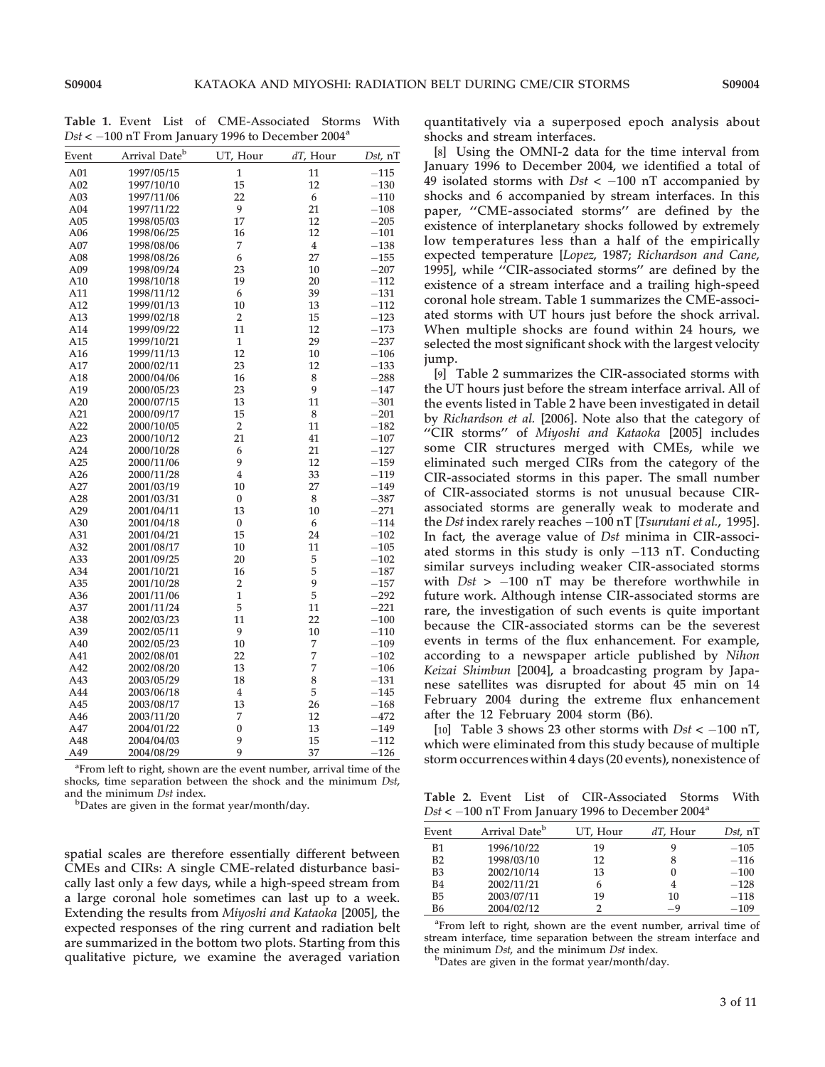**Table 1.** Event List of CME-Associated Storms With $Dst < -100$ nT From January 1996 to December 2004[a]

| Event | Arrival Date[b] | UT, Hour | $dT$, Hour | $Dst$, nT |
|---|---|---|---|---|
| A01 | 1997/05/15 | 1 | 11 | −115 |
| A02 | 1997/10/10 | 15 | 12 | −130 |
| A03 | 1997/11/06 | 22 | 6 | −110 |
| A04 | 1997/11/22 | 9 | 21 | −108 |
| A05 | 1998/05/03 | 17 | 12 | −205 |
| A06 | 1998/06/25 | 16 | 12 | −101 |
| A07 | 1998/08/06 | 7 | 4 | −138 |
| A08 | 1998/08/26 | 6 | 27 | −155 |
| A09 | 1998/09/24 | 23 | 10 | −207 |
| A10 | 1998/10/18 | 19 | 20 | −112 |
| A11 | 1998/11/12 | 6 | 39 | −131 |
| A12 | 1999/01/13 | 10 | 13 | −112 |
| A13 | 1999/02/18 | 2 | 15 | −123 |
| A14 | 1999/09/22 | 11 | 12 | −173 |
| A15 | 1999/10/21 | 1 | 29 | −237 |
| A16 | 1999/11/13 | 12 | 10 | −106 |
| A17 | 2000/02/11 | 23 | 12 | −133 |
| A18 | 2000/04/06 | 16 | 8 | −288 |
| A19 | 2000/05/23 | 23 | 9 | −147 |
| A20 | 2000/07/15 | 13 | 11 | −301 |
| A21 | 2000/09/17 | 15 | 8 | −201 |
| A22 | 2000/10/05 | 2 | 11 | −182 |
| A23 | 2000/10/12 | 21 | 41 | −107 |
| A24 | 2000/10/28 | 6 | 21 | −127 |
| A25 | 2000/11/06 | 9 | 12 | −159 |
| A26 | 2000/11/28 | 4 | 33 | −119 |
| A27 | 2001/03/19 | 10 | 27 | −149 |
| A28 | 2001/03/31 | 0 | 8 | −387 |
| A29 | 2001/04/11 | 13 | 10 | −271 |
| A30 | 2001/04/18 | 0 | 6 | −114 |
| A31 | 2001/04/21 | 15 | 24 | −102 |
| A32 | 2001/08/17 | 10 | 11 | −105 |
| A33 | 2001/09/25 | 20 | 5 | −102 |
| A34 | 2001/10/21 | 16 | 5 | −187 |
| A35 | 2001/10/28 | 2 | 9 | −157 |
| A36 | 2001/11/06 | 1 | 5 | −292 |
| A37 | 2001/11/24 | 5 | 11 | −221 |
| A38 | 2002/03/23 | 11 | 22 | −100 |
| A39 | 2002/05/11 | 9 | 10 | −110 |
| A40 | 2002/05/23 | 10 | 7 | −109 |
| A41 | 2002/08/01 | 22 | 7 | −102 |
| A42 | 2002/08/20 | 13 | 7 | −106 |
| A43 | 2003/05/29 | 18 | 8 | −131 |
| A44 | 2003/06/18 | 4 | 5 | −145 |
| A45 | 2003/08/17 | 13 | 26 | −168 |
| A46 | 2003/11/20 | 7 | 12 | −472 |
| A47 | 2004/01/22 | 0 | 13 | −149 |
| A48 | 2004/04/03 | 9 | 15 | −112 |
| A49 | 2004/08/29 | 9 | 37 | −126 |

[a]From left to right, shown are the event number, arrival time of the shocks, time separation between the shock and the minimum $Dst$, and the minimum $Dst$ index.

[b]Dates are given in the format year/month/day.

spatial scales are therefore essentially different between CMEs and CIRs: A single CME-related disturbance basically last only a few days, while a high-speed stream from a large coronal hole sometimes can last up to a week. Extending the results from *Miyoshi and Kataoka* [2005], the expected responses of the ring current and radiation belt are summarized in the bottom two plots. Starting from this qualitative picture, we examine the averaged variation quantitatively via a superposed epoch analysis about shocks and stream interfaces.

[8] Using the OMNI-2 data for the time interval from January 1996 to December 2004, we identified a total of 49 isolated storms with $Dst < -100$ nT accompanied by shocks and 6 accompanied by stream interfaces. In this paper, "CME-associated storms" are defined by the existence of interplanetary shocks followed by extremely low temperatures less than a half of the empirically expected temperature [*Lopez*, 1987; *Richardson and Cane*, 1995], while "CIR-associated storms" are defined by the existence of a stream interface and a trailing high-speed coronal hole stream. Table 1 summarizes the CME-associated storms with UT hours just before the shock arrival. When multiple shocks are found within 24 hours, we selected the most significant shock with the largest velocity jump.

[9] Table 2 summarizes the CIR-associated storms with the UT hours just before the stream interface arrival. All of the events listed in Table 2 have been investigated in detail by *Richardson et al.* [2006]. Note also that the category of "CIR storms" of *Miyoshi and Kataoka* [2005] includes some CIR structures merged with CMEs, while we eliminated such merged CIRs from the category of the CIR-associated storms in this paper. The small number of CIR-associated storms is not unusual because CIR-associated storms are generally weak to moderate and the *Dst* index rarely reaches −100 nT [*Tsurutani et al.*, 1995]. In fact, the average value of *Dst* minima in CIR-associated storms in this study is only −113 nT. Conducting similar surveys including weaker CIR-associated storms with $Dst > -100$ nT may be therefore worthwhile in future work. Although intense CIR-associated storms are rare, the investigation of such events is quite important because the CIR-associated storms can be the severest events in terms of the flux enhancement. For example, according to a newspaper article published by *Nihon Keizai Shimbun* [2004], a broadcasting program by Japanese satellites was disrupted for about 45 min on 14 February 2004 during the extreme flux enhancement after the 12 February 2004 storm (B6).

[10] Table 3 shows 23 other storms with $Dst < -100$ nT, which were eliminated from this study because of multiple storm occurrences within 4 days (20 events), nonexistence of

**Table 2.** Event List of CIR-Associated Storms With $Dst < -100$ nT From January 1996 to December 2004[a]

| Event | Arrival Date[b] | UT, Hour | $dT$, Hour | $Dst$, nT |
|---|---|---|---|---|
| B1 | 1996/10/22 | 19 | 9 | −105 |
| B2 | 1998/03/10 | 12 | 8 | −116 |
| B3 | 2002/10/14 | 13 | 0 | −100 |
| B4 | 2002/11/21 | 6 | 4 | −128 |
| B5 | 2003/07/11 | 19 | 10 | −118 |
| B6 | 2004/02/12 | 2 | −9 | −109 |

[a]From left to right, shown are the event number, arrival time of stream interface, time separation between the stream interface and the minimum $Dst$, and the minimum $Dst$ index.

[b]Dates are given in the format year/month/day.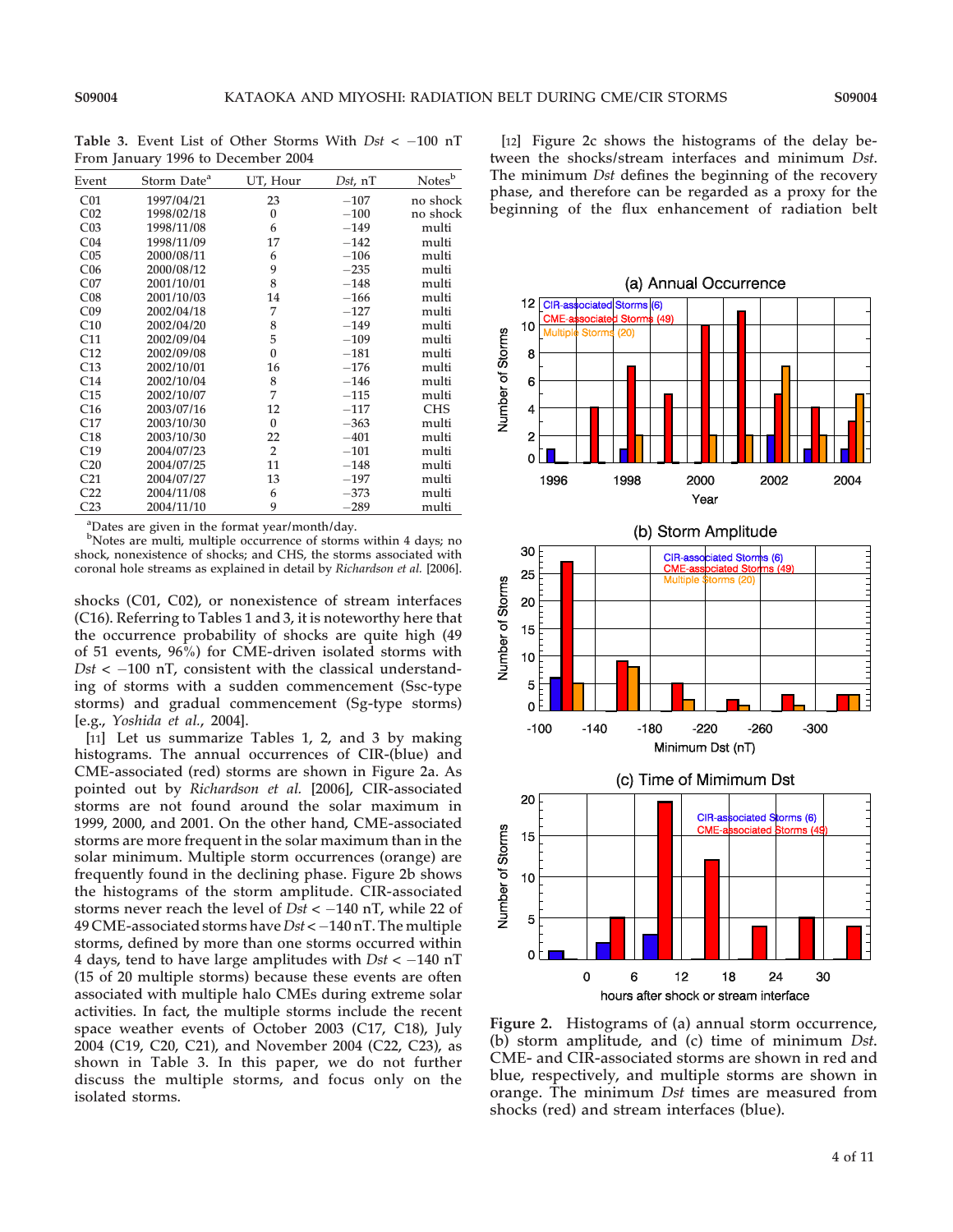**Table 3.** Event List of Other Storms With $Dst < -100$ nT From January 1996 to December 2004

| Event | Storm Date[a] | UT, Hour | $Dst$, nT | Notes[b] |
|---|---|---|---|---|
| C01 | 1997/04/21 | 23 | −107 | no shock |
| C02 | 1998/02/18 | 0 | −100 | no shock |
| C03 | 1998/11/08 | 6 | −149 | multi |
| C04 | 1998/11/09 | 17 | −142 | multi |
| C05 | 2000/08/11 | 6 | −106 | multi |
| C06 | 2000/08/12 | 9 | −235 | multi |
| C07 | 2001/10/01 | 8 | −148 | multi |
| C08 | 2001/10/03 | 14 | −166 | multi |
| C09 | 2002/04/18 | 7 | −127 | multi |
| C10 | 2002/04/20 | 8 | −149 | multi |
| C11 | 2002/09/04 | 5 | −109 | multi |
| C12 | 2002/09/08 | 0 | −181 | multi |
| C13 | 2002/10/01 | 16 | −176 | multi |
| C14 | 2002/10/04 | 8 | −146 | multi |
| C15 | 2002/10/07 | 7 | −115 | multi |
| C16 | 2003/07/16 | 12 | −117 | CHS |
| C17 | 2003/10/30 | 0 | −363 | multi |
| C18 | 2003/10/30 | 22 | −401 | multi |
| C19 | 2004/07/23 | 2 | −101 | multi |
| C20 | 2004/07/25 | 11 | −148 | multi |
| C21 | 2004/07/27 | 13 | −197 | multi |
| C22 | 2004/11/08 | 6 | −373 | multi |
| C23 | 2004/11/10 | 9 | −289 | multi |

[a]Dates are given in the format year/month/day.
[b]Notes are multi, multiple occurrence of storms within 4 days; no shock, nonexistence of shocks; and CHS, the storms associated with coronal hole streams as explained in detail by *Richardson et al.* [2006].

shocks (C01, C02), or nonexistence of stream interfaces (C16). Referring to Tables 1 and 3, it is noteworthy here that the occurrence probability of shocks are quite high (49 of 51 events, 96%) for CME-driven isolated storms with $Dst < -100$ nT, consistent with the classical understanding of storms with a sudden commencement (Ssc-type storms) and gradual commencement (Sg-type storms) [e.g., *Yoshida et al.*, 2004].

[11] Let us summarize Tables 1, 2, and 3 by making histograms. The annual occurrences of CIR-(blue) and CME-associated (red) storms are shown in Figure 2a. As pointed out by *Richardson et al.* [2006], CIR-associated storms are not found around the solar maximum in 1999, 2000, and 2001. On the other hand, CME-associated storms are more frequent in the solar maximum than in the solar minimum. Multiple storm occurrences (orange) are frequently found in the declining phase. Figure 2b shows the histograms of the storm amplitude. CIR-associated storms never reach the level of $Dst < -140$ nT, while 22 of 49 CME-associated storms have $Dst < -140$ nT. The multiple storms, defined by more than one storms occurred within 4 days, tend to have large amplitudes with $Dst < -140$ nT (15 of 20 multiple storms) because these events are often associated with multiple halo CMEs during extreme solar activities. In fact, the multiple storms include the recent space weather events of October 2003 (C17, C18), July 2004 (C19, C20, C21), and November 2004 (C22, C23), as shown in Table 3. In this paper, we do not further discuss the multiple storms, and focus only on the isolated storms.

[12] Figure 2c shows the histograms of the delay between the shocks/stream interfaces and minimum $Dst$. The minimum $Dst$ defines the beginning of the recovery phase, and therefore can be regarded as a proxy for the beginning of the flux enhancement of radiation belt

**Figure 2.** Histograms of (a) annual storm occurrence, (b) storm amplitude, and (c) time of minimum $Dst$. CME- and CIR-associated storms are shown in red and blue, respectively, and multiple storms are shown in orange. The minimum $Dst$ times are measured from shocks (red) and stream interfaces (blue).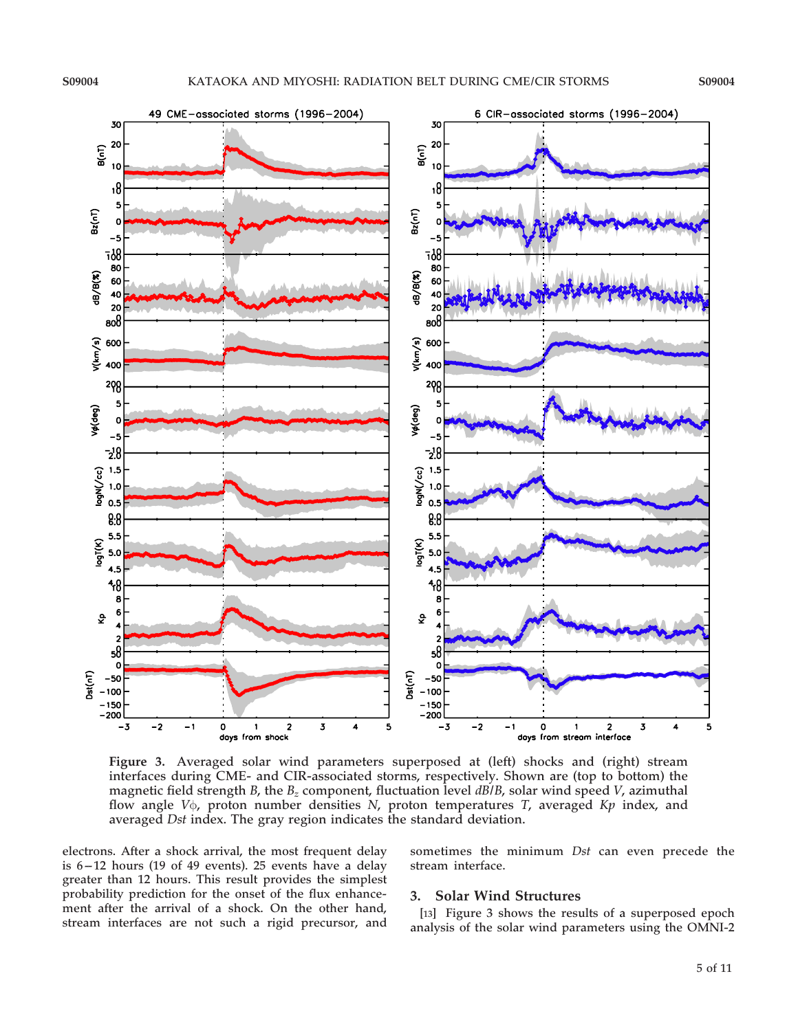**Figure 3.** Averaged solar wind parameters superposed at (left) shocks and (right) stream interfaces during CME- and CIR-associated storms, respectively. Shown are (top to bottom) the magnetic field strength *B*, the $B_z$ component, fluctuation level *dB*/*B*, solar wind speed *V*, azimuthal flow angle $V\phi$, proton number densities *N*, proton temperatures *T*, averaged *Kp* index, and averaged *Dst* index. The gray region indicates the standard deviation.

electrons. After a shock arrival, the most frequent delay is 6–12 hours (19 of 49 events). 25 events have a delay greater than 12 hours. This result provides the simplest probability prediction for the onset of the flux enhancement after the arrival of a shock. On the other hand, stream interfaces are not such a rigid precursor, and sometimes the minimum *Dst* can even precede the stream interface.

## 3. Solar Wind Structures

[13] Figure 3 shows the results of a superposed epoch analysis of the solar wind parameters using the OMNI-2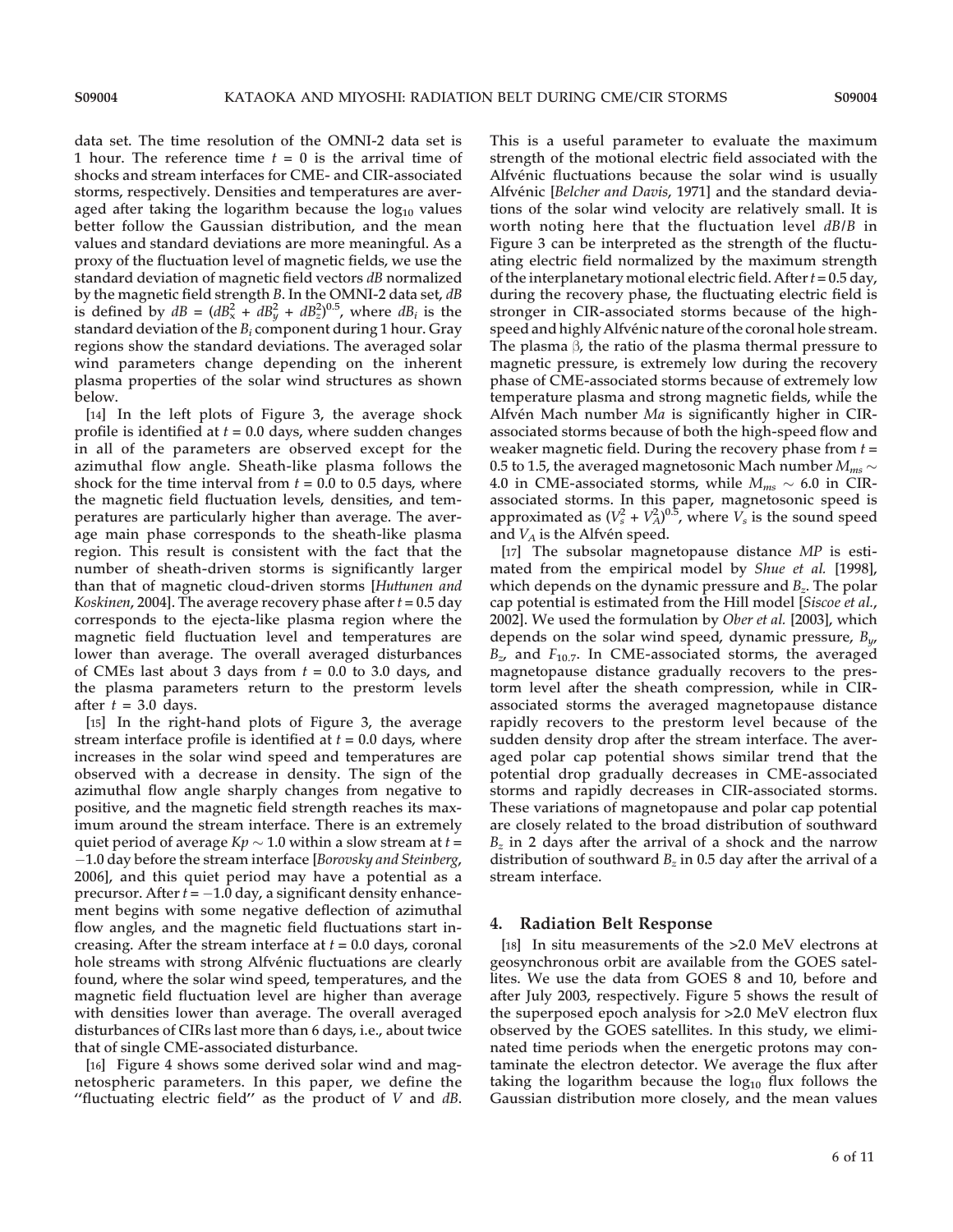data set. The time resolution of the OMNI-2 data set is 1 hour. The reference time $t = 0$ is the arrival time of shocks and stream interfaces for CME- and CIR-associated storms, respectively. Densities and temperatures are averaged after taking the logarithm because the $\log_{10}$ values better follow the Gaussian distribution, and the mean values and standard deviations are more meaningful. As a proxy of the fluctuation level of magnetic fields, we use the standard deviation of magnetic field vectors $dB$ normalized by the magnetic field strength $B$. In the OMNI-2 data set, $dB$ is defined by $dB = (dB_x^2 + dB_y^2 + dB_z^2)^{0.5}$, where $dB_i$ is the standard deviation of the $B_i$ component during 1 hour. Gray regions show the standard deviations. The averaged solar wind parameters change depending on the inherent plasma properties of the solar wind structures as shown below.

[14] In the left plots of Figure 3, the average shock profile is identified at $t = 0.0$ days, where sudden changes in all of the parameters are observed except for the azimuthal flow angle. Sheath-like plasma follows the shock for the time interval from $t = 0.0$ to 0.5 days, where the magnetic field fluctuation levels, densities, and temperatures are particularly higher than average. The average main phase corresponds to the sheath-like plasma region. This result is consistent with the fact that the number of sheath-driven storms is significantly larger than that of magnetic cloud-driven storms [*Huttunen and Koskinen*, 2004]. The average recovery phase after $t = 0.5$ day corresponds to the ejecta-like plasma region where the magnetic field fluctuation level and temperatures are lower than average. The overall averaged disturbances of CMEs last about 3 days from $t = 0.0$ to 3.0 days, and the plasma parameters return to the prestorm levels after $t = 3.0$ days.

[15] In the right-hand plots of Figure 3, the average stream interface profile is identified at $t = 0.0$ days, where increases in the solar wind speed and temperatures are observed with a decrease in density. The sign of the azimuthal flow angle sharply changes from negative to positive, and the magnetic field strength reaches its maximum around the stream interface. There is an extremely quiet period of average $Kp \sim 1.0$ within a slow stream at $t = -1.0$ day before the stream interface [*Borovsky and Steinberg*, 2006], and this quiet period may have a potential as a precursor. After $t = -1.0$ day, a significant density enhancement begins with some negative deflection of azimuthal flow angles, and the magnetic field fluctuations start increasing. After the stream interface at $t = 0.0$ days, coronal hole streams with strong Alfvénic fluctuations are clearly found, where the solar wind speed, temperatures, and the magnetic field fluctuation level are higher than average with densities lower than average. The overall averaged disturbances of CIRs last more than 6 days, i.e., about twice that of single CME-associated disturbance.

[16] Figure 4 shows some derived solar wind and magnetospheric parameters. In this paper, we define the "fluctuating electric field" as the product of $V$ and $dB$. This is a useful parameter to evaluate the maximum strength of the motional electric field associated with the Alfvénic fluctuations because the solar wind is usually Alfvénic [*Belcher and Davis*, 1971] and the standard deviations of the solar wind velocity are relatively small. It is worth noting here that the fluctuation level $dB/B$ in Figure 3 can be interpreted as the strength of the fluctuating electric field normalized by the maximum strength of the interplanetary motional electric field. After $t = 0.5$ day, during the recovery phase, the fluctuating electric field is stronger in CIR-associated storms because of the high-speed and highly Alfvénic nature of the coronal hole stream. The plasma $\beta$, the ratio of the plasma thermal pressure to magnetic pressure, is extremely low during the recovery phase of CME-associated storms because of extremely low temperature plasma and strong magnetic fields, while the Alfvén Mach number $Ma$ is significantly higher in CIR-associated storms because of both the high-speed flow and weaker magnetic field. During the recovery phase from $t = 0.5$ to 1.5, the averaged magnetosonic Mach number $M_{ms} \sim 4.0$ in CME-associated storms, while $M_{ms} \sim 6.0$ in CIR-associated storms. In this paper, magnetosonic speed is approximated as $(V_s^2 + V_A^2)^{0.5}$, where $V_s$ is the sound speed and $V_A$ is the Alfvén speed.

[17] The subsolar magnetopause distance $MP$ is estimated from the empirical model by *Shue et al.* [1998], which depends on the dynamic pressure and $B_z$. The polar cap potential is estimated from the Hill model [*Siscoe et al.*, 2002]. We used the formulation by *Ober et al.* [2003], which depends on the solar wind speed, dynamic pressure, $B_y$, $B_z$, and $F_{10.7}$. In CME-associated storms, the averaged magnetopause distance gradually recovers to the prestorm level after the sheath compression, while in CIR-associated storms the averaged magnetopause distance rapidly recovers to the prestorm level because of the sudden density drop after the stream interface. The averaged polar cap potential shows similar trend that the potential drop gradually decreases in CME-associated storms and rapidly decreases in CIR-associated storms. These variations of magnetopause and polar cap potential are closely related to the broad distribution of southward $B_z$ in 2 days after the arrival of a shock and the narrow distribution of southward $B_z$ in 0.5 day after the arrival of a stream interface.

## 4. Radiation Belt Response

[18] In situ measurements of the >2.0 MeV electrons at geosynchronous orbit are available from the GOES satellites. We use the data from GOES 8 and 10, before and after July 2003, respectively. Figure 5 shows the result of the superposed epoch analysis for >2.0 MeV electron flux observed by the GOES satellites. In this study, we eliminated time periods when the energetic protons may contaminate the electron detector. We average the flux after taking the logarithm because the $\log_{10}$ flux follows the Gaussian distribution more closely, and the mean values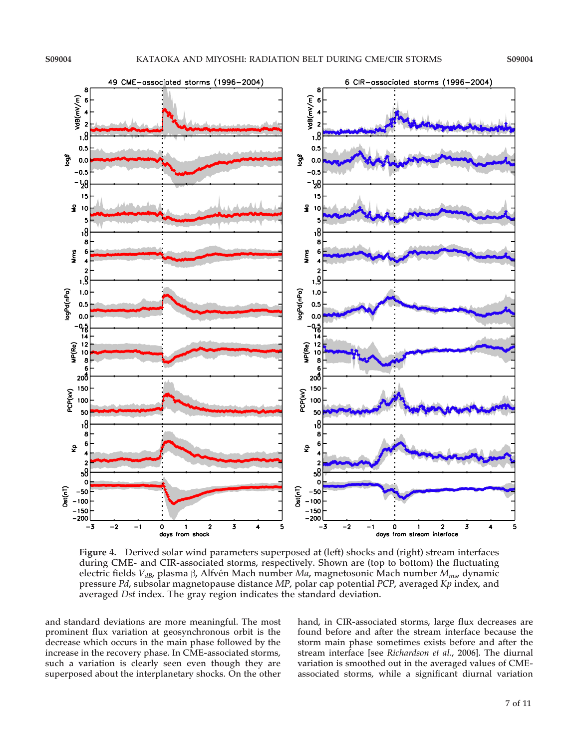Figure 4. Derived solar wind parameters superposed at (left) shocks and (right) stream interfaces during CME- and CIR-associated storms, respectively. Shown are (top to bottom) the fluctuating electric fields $V_{dB}$, plasma $\beta$, Alfvén Mach number $Ma$, magnetosonic Mach number $M_{ms}$, dynamic pressure $Pd$, subsolar magnetopause distance $MP$, polar cap potential $PCP$, averaged $Kp$ index, and averaged $Dst$ index. The gray region indicates the standard deviation.

and standard deviations are more meaningful. The most prominent flux variation at geosynchronous orbit is the decrease which occurs in the main phase followed by the increase in the recovery phase. In CME-associated storms, such a variation is clearly seen even though they are superposed about the interplanetary shocks. On the other hand, in CIR-associated storms, large flux decreases are found before and after the stream interface because the storm main phase sometimes exists before and after the stream interface [see *Richardson et al.*, 2006]. The diurnal variation is smoothed out in the averaged values of CME-associated storms, while a significant diurnal variation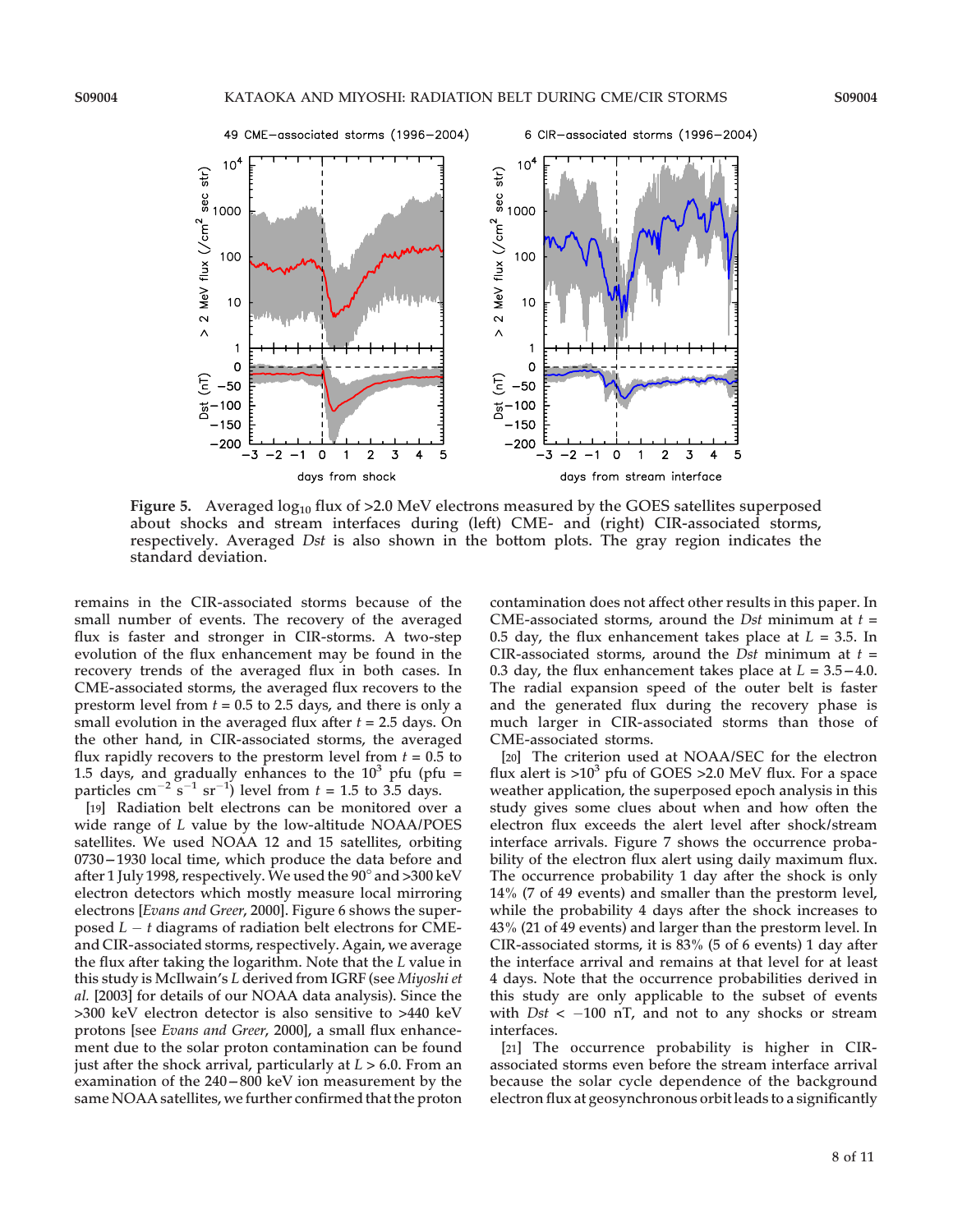**Figure 5.** Averaged $\log_{10}$ flux of >2.0 MeV electrons measured by the GOES satellites superposed about shocks and stream interfaces during (left) CME- and (right) CIR-associated storms, respectively. Averaged *Dst* is also shown in the bottom plots. The gray region indicates the standard deviation.

remains in the CIR-associated storms because of the small number of events. The recovery of the averaged flux is faster and stronger in CIR-storms. A two-step evolution of the flux enhancement may be found in the recovery trends of the averaged flux in both cases. In CME-associated storms, the averaged flux recovers to the prestorm level from $t = 0.5$ to 2.5 days, and there is only a small evolution in the averaged flux after $t = 2.5$ days. On the other hand, in CIR-associated storms, the averaged flux rapidly recovers to the prestorm level from $t = 0.5$ to 1.5 days, and gradually enhances to the $10^3$ pfu (pfu = particles $cm^{-2}$ $s^{-1}$ $sr^{-1}$) level from $t = 1.5$ to 3.5 days.

[19] Radiation belt electrons can be monitored over a wide range of $L$ value by the low-altitude NOAA/POES satellites. We used NOAA 12 and 15 satellites, orbiting 0730–1930 local time, which produce the data before and after 1 July 1998, respectively. We used the 90° and >300 keV electron detectors which mostly measure local mirroring electrons [*Evans and Greer*, 2000]. Figure 6 shows the superposed $L - t$ diagrams of radiation belt electrons for CME- and CIR-associated storms, respectively. Again, we average the flux after taking the logarithm. Note that the $L$ value in this study is McIlwain's $L$ derived from IGRF (see *Miyoshi et al.* [2003] for details of our NOAA data analysis). Since the >300 keV electron detector is also sensitive to >440 keV protons [see *Evans and Greer*, 2000], a small flux enhancement due to the solar proton contamination can be found just after the shock arrival, particularly at $L > 6.0$. From an examination of the 240–800 keV ion measurement by the same NOAA satellites, we further confirmed that the proton contamination does not affect other results in this paper. In CME-associated storms, around the *Dst* minimum at $t = 0.5$ day, the flux enhancement takes place at $L = 3.5$. In CIR-associated storms, around the *Dst* minimum at $t = 0.3$ day, the flux enhancement takes place at $L = 3.5–4.0$. The radial expansion speed of the outer belt is faster and the generated flux during the recovery phase is much larger in CIR-associated storms than those of CME-associated storms.

[20] The criterion used at NOAA/SEC for the electron flux alert is $>10^3$ pfu of GOES >2.0 MeV flux. For a space weather application, the superposed epoch analysis in this study gives some clues about when and how often the electron flux exceeds the alert level after shock/stream interface arrivals. Figure 7 shows the occurrence probability of the electron flux alert using daily maximum flux. The occurrence probability 1 day after the shock is only 14% (7 of 49 events) and smaller than the prestorm level, while the probability 4 days after the shock increases to 43% (21 of 49 events) and larger than the prestorm level. In CIR-associated storms, it is 83% (5 of 6 events) 1 day after the interface arrival and remains at that level for at least 4 days. Note that the occurrence probabilities derived in this study are only applicable to the subset of events with $Dst < -100$ nT, and not to any shocks or stream interfaces.

[21] The occurrence probability is higher in CIR-associated storms even before the stream interface arrival because the solar cycle dependence of the background electron flux at geosynchronous orbit leads to a significantly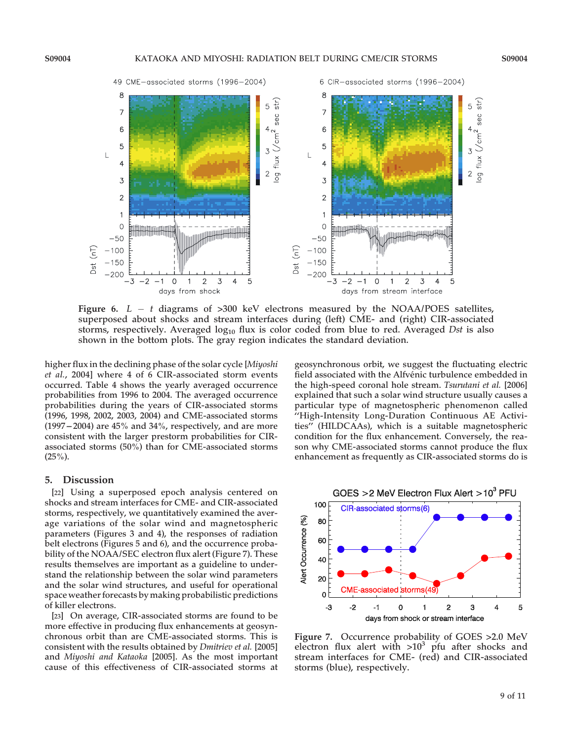Figure 6. $L - t$ diagrams of >300 keV electrons measured by the NOAA/POES satellites, superposed about shocks and stream interfaces during (left) CME- and (right) CIR-associated storms, respectively. Averaged $\log_{10}$ flux is color coded from blue to red. Averaged *Dst* is also shown in the bottom plots. The gray region indicates the standard deviation.

higher flux in the declining phase of the solar cycle [*Miyoshi et al.*, 2004] where 4 of 6 CIR-associated storm events occurred. Table 4 shows the yearly averaged occurrence probabilities from 1996 to 2004. The averaged occurrence probabilities during the years of CIR-associated storms (1996, 1998, 2002, 2003, 2004) and CME-associated storms (1997–2004) are 45% and 34%, respectively, and are more consistent with the larger prestorm probabilities for CIR-associated storms (50%) than for CME-associated storms (25%).

## 5. Discussion

[22] Using a superposed epoch analysis centered on shocks and stream interfaces for CME- and CIR-associated storms, respectively, we quantitatively examined the average variations of the solar wind and magnetospheric parameters (Figures 3 and 4), the responses of radiation belt electrons (Figures 5 and 6), and the occurrence probability of the NOAA/SEC electron flux alert (Figure 7). These results themselves are important as a guideline to understand the relationship between the solar wind parameters and the solar wind structures, and useful for operational space weather forecasts by making probabilistic predictions of killer electrons.

[23] On average, CIR-associated storms are found to be more effective in producing flux enhancements at geosynchronous orbit than are CME-associated storms. This is consistent with the results obtained by *Dmitriev et al.* [2005] and *Miyoshi and Kataoka* [2005]. As the most important cause of this effectiveness of CIR-associated storms at geosynchronous orbit, we suggest the fluctuating electric field associated with the Alfvénic turbulence embedded in the high-speed coronal hole stream. *Tsurutani et al.* [2006] explained that such a solar wind structure usually causes a particular type of magnetospheric phenomenon called "High-Intensity Long-Duration Continuous AE Activities" (HILDCAAs), which is a suitable magnetospheric condition for the flux enhancement. Conversely, the reason why CME-associated storms cannot produce the flux enhancement as frequently as CIR-associated storms do is

Figure 7. Occurrence probability of GOES >2.0 MeV electron flux alert with >$10^3$ pfu after shocks and stream interfaces for CME- (red) and CIR-associated storms (blue), respectively.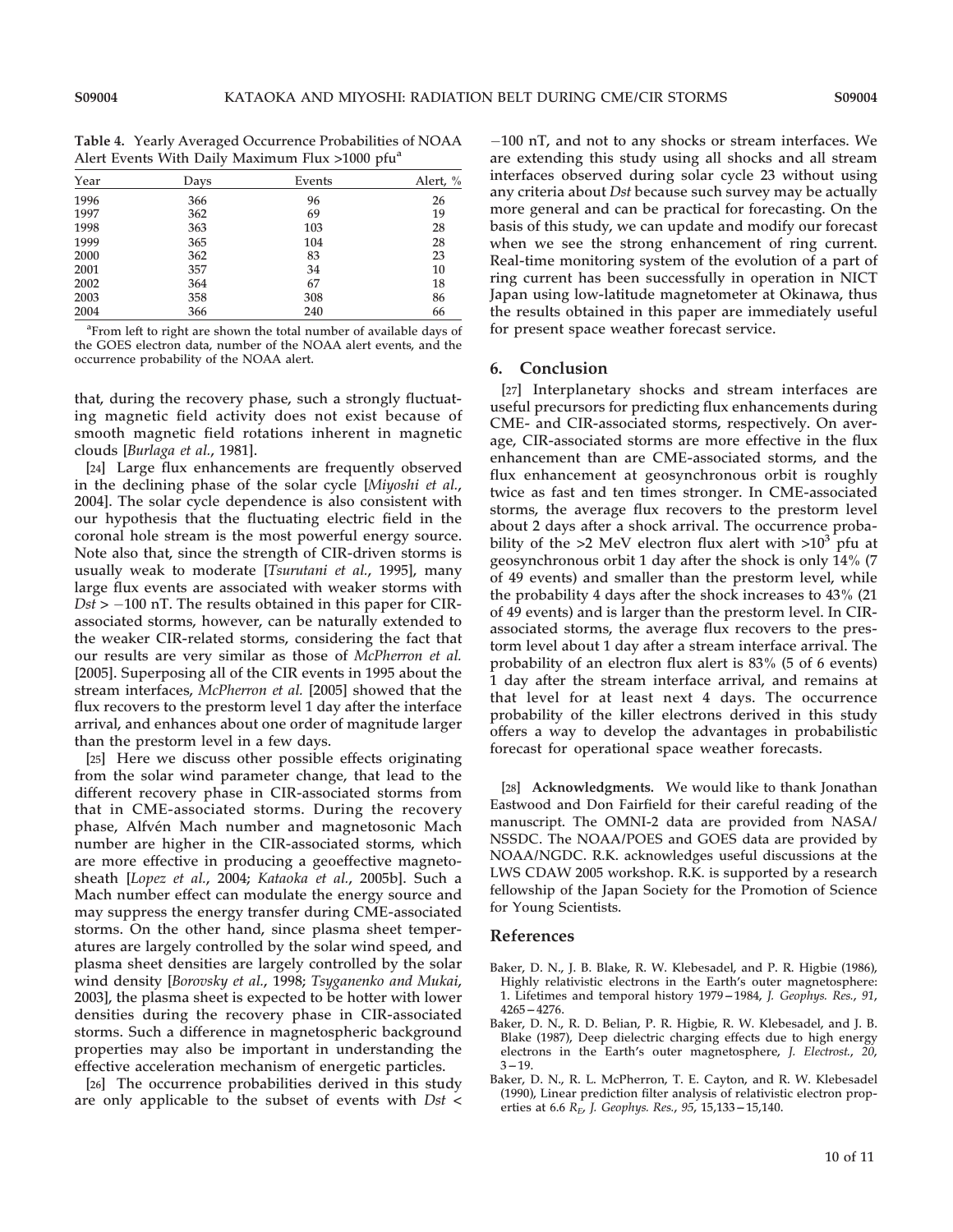**Table 4.** Yearly Averaged Occurrence Probabilities of NOAA Alert Events With Daily Maximum Flux >1000 pfu[a]

| Year | Days | Events | Alert, % |
|---|---|---|---|
| 1996 | 366 | 96 | 26 |
| 1997 | 362 | 69 | 19 |
| 1998 | 363 | 103 | 28 |
| 1999 | 365 | 104 | 28 |
| 2000 | 362 | 83 | 23 |
| 2001 | 357 | 34 | 10 |
| 2002 | 364 | 67 | 18 |
| 2003 | 358 | 308 | 86 |
| 2004 | 366 | 240 | 66 |

[a]From left to right are shown the total number of available days of the GOES electron data, number of the NOAA alert events, and the occurrence probability of the NOAA alert.

that, during the recovery phase, such a strongly fluctuating magnetic field activity does not exist because of smooth magnetic field rotations inherent in magnetic clouds [*Burlaga et al.*, 1981].

[24] Large flux enhancements are frequently observed in the declining phase of the solar cycle [*Miyoshi et al.*, 2004]. The solar cycle dependence is also consistent with our hypothesis that the fluctuating electric field in the coronal hole stream is the most powerful energy source. Note also that, since the strength of CIR-driven storms is usually weak to moderate [*Tsurutani et al.*, 1995], many large flux events are associated with weaker storms with $Dst > -100$ nT. The results obtained in this paper for CIR-associated storms, however, can be naturally extended to the weaker CIR-related storms, considering the fact that our results are very similar as those of *McPherron et al.* [2005]. Superposing all of the CIR events in 1995 about the stream interfaces, *McPherron et al.* [2005] showed that the flux recovers to the prestorm level 1 day after the interface arrival, and enhances about one order of magnitude larger than the prestorm level in a few days.

[25] Here we discuss other possible effects originating from the solar wind parameter change, that lead to the different recovery phase in CIR-associated storms from that in CME-associated storms. During the recovery phase, Alfvén Mach number and magnetosonic Mach number are higher in the CIR-associated storms, which are more effective in producing a geoeffective magnetosheath [*Lopez et al.*, 2004; *Kataoka et al.*, 2005b]. Such a Mach number effect can modulate the energy source and may suppress the energy transfer during CME-associated storms. On the other hand, since plasma sheet temperatures are largely controlled by the solar wind speed, and plasma sheet densities are largely controlled by the solar wind density [*Borovsky et al.*, 1998; *Tsyganenko and Mukai*, 2003], the plasma sheet is expected to be hotter with lower densities during the recovery phase in CIR-associated storms. Such a difference in magnetospheric background properties may also be important in understanding the effective acceleration mechanism of energetic particles.

[26] The occurrence probabilities derived in this study are only applicable to the subset of events with $Dst < -100$ nT, and not to any shocks or stream interfaces. We are extending this study using all shocks and all stream interfaces observed during solar cycle 23 without using any criteria about *Dst* because such survey may be actually more general and can be practical for forecasting. On the basis of this study, we can update and modify our forecast when we see the strong enhancement of ring current. Real-time monitoring system of the evolution of a part of ring current has been successfully in operation in NICT Japan using low-latitude magnetometer at Okinawa, thus the results obtained in this paper are immediately useful for present space weather forecast service.

## 6. Conclusion

[27] Interplanetary shocks and stream interfaces are useful precursors for predicting flux enhancements during CME- and CIR-associated storms, respectively. On average, CIR-associated storms are more effective in the flux enhancement than are CME-associated storms, and the flux enhancement at geosynchronous orbit is roughly twice as fast and ten times stronger. In CME-associated storms, the average flux recovers to the prestorm level about 2 days after a shock arrival. The occurrence probability of the >2 MeV electron flux alert with $>10^3$ pfu at geosynchronous orbit 1 day after the shock is only 14% (7 of 49 events) and smaller than the prestorm level, while the probability 4 days after the shock increases to 43% (21 of 49 events) and is larger than the prestorm level. In CIR-associated storms, the average flux recovers to the prestorm level about 1 day after a stream interface arrival. The probability of an electron flux alert is 83% (5 of 6 events) 1 day after the stream interface arrival, and remains at that level for at least next 4 days. The occurrence probability of the killer electrons derived in this study offers a way to develop the advantages in probabilistic forecast for operational space weather forecasts.

[28] **Acknowledgments.** We would like to thank Jonathan Eastwood and Don Fairfield for their careful reading of the manuscript. The OMNI-2 data are provided from NASA/NSSDC. The NOAA/POES and GOES data are provided by NOAA/NGDC. R.K. acknowledges useful discussions at the LWS CDAW 2005 workshop. R.K. is supported by a research fellowship of the Japan Society for the Promotion of Science for Young Scientists.

## References

Baker, D. N., J. B. Blake, R. W. Klebesadel, and P. R. Higbie (1986), Highly relativistic electrons in the Earth's outer magnetosphere: 1. Lifetimes and temporal history 1979–1984, *J. Geophys. Res.*, *91*, 4265–4276.

Baker, D. N., R. D. Belian, P. R. Higbie, R. W. Klebesadel, and J. B. Blake (1987), Deep dielectric charging effects due to high energy electrons in the Earth's outer magnetosphere, *J. Electrost.*, *20*, 3–19.

Baker, D. N., R. L. McPherron, T. E. Cayton, and R. W. Klebesadel (1990), Linear prediction filter analysis of relativistic electron properties at 6.6 $R_E$, *J. Geophys. Res.*, *95*, 15,133–15,140.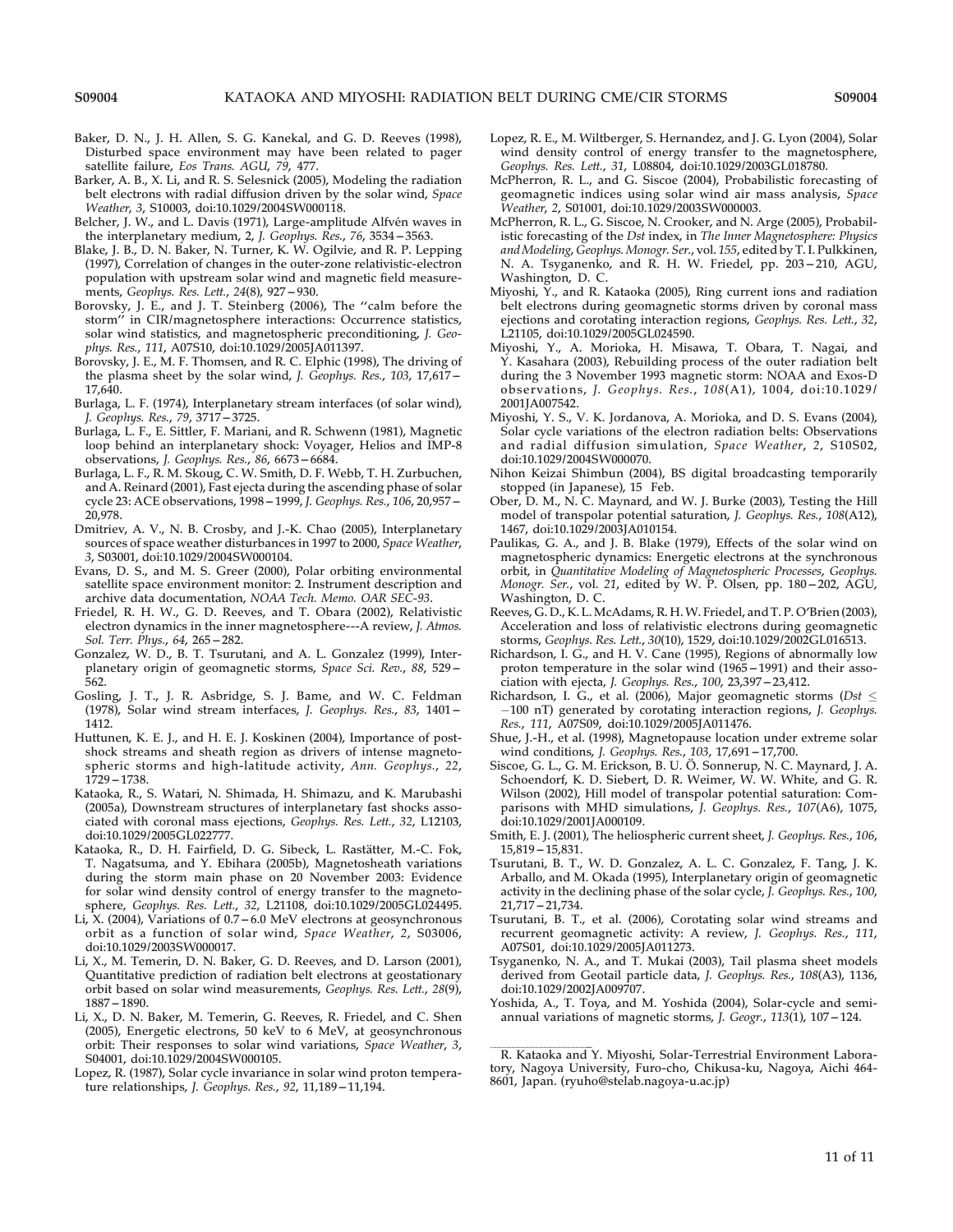Baker, D. N., J. H. Allen, S. G. Kanekal, and G. D. Reeves (1998), Disturbed space environment may have been related to pager satellite failure, *Eos Trans. AGU*, *79*, 477.

Barker, A. B., X. Li, and R. S. Selesnick (2005), Modeling the radiation belt electrons with radial diffusion driven by the solar wind, *Space Weather*, *3*, S10003, doi:10.1029/2004SW000118.

Belcher, J. W., and L. Davis (1971), Large-amplitude Alfvén waves in the interplanetary medium, 2, *J. Geophys. Res.*, *76*, 3534–3563.

Blake, J. B., D. N. Baker, N. Turner, K. W. Ogilvie, and R. P. Lepping (1997), Correlation of changes in the outer-zone relativistic-electron population with upstream solar wind and magnetic field measurements, *Geophys. Res. Lett.*, *24*(8), 927–930.

Borovsky, J. E., and J. T. Steinberg (2006), The "calm before the storm" in CIR/magnetosphere interactions: Occurrence statistics, solar wind statistics, and magnetospheric preconditioning, *J. Geophys. Res.*, *111*, A07S10, doi:10.1029/2005JA011397.

Borovsky, J. E., M. F. Thomsen, and R. C. Elphic (1998), The driving of the plasma sheet by the solar wind, *J. Geophys. Res.*, *103*, 17,617–17,640.

Burlaga, L. F. (1974), Interplanetary stream interfaces (of solar wind), *J. Geophys. Res.*, *79*, 3717–3725.

Burlaga, L. F., E. Sittler, F. Mariani, and R. Schwenn (1981), Magnetic loop behind an interplanetary shock: Voyager, Helios and IMP-8 observations, *J. Geophys. Res.*, *86*, 6673–6684.

Burlaga, L. F., R. M. Skoug, C. W. Smith, D. F. Webb, T. H. Zurbuchen, and A. Reinard (2001), Fast ejecta during the ascending phase of solar cycle 23: ACE observations, 1998–1999, *J. Geophys. Res.*, *106*, 20,957–20,978.

Dmitriev, A. V., N. B. Crosby, and J.-K. Chao (2005), Interplanetary sources of space weather disturbances in 1997 to 2000, *Space Weather*, *3*, S03001, doi:10.1029/2004SW000104.

Evans, D. S., and M. S. Greer (2000), Polar orbiting environmental satellite space environment monitor: 2. Instrument description and archive data documentation, *NOAA Tech. Memo. OAR SEC-93*.

Friedel, R. H. W., G. D. Reeves, and T. Obara (2002), Relativistic electron dynamics in the inner magnetosphere---A review, *J. Atmos. Sol. Terr. Phys.*, *64*, 265–282.

Gonzalez, W. D., B. T. Tsurutani, and A. L. Gonzalez (1999), Interplanetary origin of geomagnetic storms, *Space Sci. Rev.*, *88*, 529–562.

Gosling, J. T., J. R. Asbridge, S. J. Bame, and W. C. Feldman (1978), Solar wind stream interfaces, *J. Geophys. Res.*, *83*, 1401–1412.

Huttunen, K. E. J., and H. E. J. Koskinen (2004), Importance of post-shock streams and sheath region as drivers of intense magnetospheric storms and high-latitude activity, *Ann. Geophys.*, *22*, 1729–1738.

Kataoka, R., S. Watari, N. Shimada, H. Shimazu, and K. Marubashi (2005a), Downstream structures of interplanetary fast shocks associated with coronal mass ejections, *Geophys. Res. Lett.*, *32*, L12103, doi:10.1029/2005GL022777.

Kataoka, R., D. H. Fairfield, D. G. Sibeck, L. Rastätter, M.-C. Fok, T. Nagatsuma, and Y. Ebihara (2005b), Magnetosheath variations during the storm main phase on 20 November 2003: Evidence for solar wind density control of energy transfer to the magnetosphere, *Geophys. Res. Lett.*, *32*, L21108, doi:10.1029/2005GL024495.

Li, X. (2004), Variations of 0.7–6.0 MeV electrons at geosynchronous orbit as a function of solar wind, *Space Weather*, *2*, S03006, doi:10.1029/2003SW000017.

Li, X., M. Temerin, D. N. Baker, G. D. Reeves, and D. Larson (2001), Quantitative prediction of radiation belt electrons at geostationary orbit based on solar wind measurements, *Geophys. Res. Lett.*, *28*(9), 1887–1890.

Li, X., D. N. Baker, M. Temerin, G. Reeves, R. Friedel, and C. Shen (2005), Energetic electrons, 50 keV to 6 MeV, at geosynchronous orbit: Their responses to solar wind variations, *Space Weather*, *3*, S04001, doi:10.1029/2004SW000105.

Lopez, R. (1987), Solar cycle invariance in solar wind proton temperature relationships, *J. Geophys. Res.*, *92*, 11,189–11,194.

Lopez, R. E., M. Wiltberger, S. Hernandez, and J. G. Lyon (2004), Solar wind density control of energy transfer to the magnetosphere, *Geophys. Res. Lett.*, *31*, L08804, doi:10.1029/2003GL018780.

McPherron, R. L., and G. Siscoe (2004), Probabilistic forecasting of geomagnetic indices using solar wind air mass analysis, *Space Weather*, *2*, S01001, doi:10.1029/2003SW000003.

McPherron, R. L., G. Siscoe, N. Crooker, and N. Arge (2005), Probabilistic forecasting of the *Dst* index, in *The Inner Magnetosphere: Physics and Modeling*, *Geophys. Monogr. Ser.*, vol. *155*, edited by T. I. Pulkkinen, N. A. Tsyganenko, and R. H. W. Friedel, pp. 203–210, AGU, Washington, D. C.

Miyoshi, Y., and R. Kataoka (2005), Ring current ions and radiation belt electrons during geomagnetic storms driven by coronal mass ejections and corotating interaction regions, *Geophys. Res. Lett.*, *32*, L21105, doi:10.1029/2005GL024590.

Miyoshi, Y., A. Morioka, H. Misawa, T. Obara, T. Nagai, and Y. Kasahara (2003), Rebuilding process of the outer radiation belt during the 3 November 1993 magnetic storm: NOAA and Exos-D observations, *J. Geophys. Res.*, *108*(A1), 1004, doi:10.1029/2001JA007542.

Miyoshi, Y. S., V. K. Jordanova, A. Morioka, and D. S. Evans (2004), Solar cycle variations of the electron radiation belts: Observations and radial diffusion simulation, *Space Weather*, *2*, S10S02, doi:10.1029/2004SW000070.

Nihon Keizai Shimbun (2004), BS digital broadcasting temporarily stopped (in Japanese), 15 Feb.

Ober, D. M., N. C. Maynard, and W. J. Burke (2003), Testing the Hill model of transpolar potential saturation, *J. Geophys. Res.*, *108*(A12), 1467, doi:10.1029/2003JA010154.

Paulikas, G. A., and J. B. Blake (1979), Effects of the solar wind on magnetospheric dynamics: Energetic electrons at the synchronous orbit, in *Quantitative Modeling of Magnetospheric Processes*, *Geophys. Monogr. Ser.*, vol. *21*, edited by W. P. Olsen, pp. 180–202, AGU, Washington, D. C.

Reeves, G. D., K. L. McAdams, R. H. W. Friedel, and T. P. O'Brien (2003), Acceleration and loss of relativistic electrons during geomagnetic storms, *Geophys. Res. Lett.*, *30*(10), 1529, doi:10.1029/2002GL016513.

Richardson, I. G., and H. V. Cane (1995), Regions of abnormally low proton temperature in the solar wind (1965–1991) and their association with ejecta, *J. Geophys. Res.*, *100*, 23,397–23,412.

Richardson, I. G., et al. (2006), Major geomagnetic storms ($Dst \leq -100$ nT) generated by corotating interaction regions, *J. Geophys. Res.*, *111*, A07S09, doi:10.1029/2005JA011476.

Shue, J.-H., et al. (1998), Magnetopause location under extreme solar wind conditions, *J. Geophys. Res.*, *103*, 17,691–17,700.

Siscoe, G. L., G. M. Erickson, B. U. Ö. Sonnerup, N. C. Maynard, J. A. Schoendorf, K. D. Siebert, D. R. Weimer, W. W. White, and G. R. Wilson (2002), Hill model of transpolar potential saturation: Comparisons with MHD simulations, *J. Geophys. Res.*, *107*(A6), 1075, doi:10.1029/2001JA000109.

Smith, E. J. (2001), The heliospheric current sheet, *J. Geophys. Res.*, *106*, 15,819–15,831.

Tsurutani, B. T., W. D. Gonzalez, A. L. C. Gonzalez, F. Tang, J. K. Arballo, and M. Okada (1995), Interplanetary origin of geomagnetic activity in the declining phase of the solar cycle, *J. Geophys. Res.*, *100*, 21,717–21,734.

Tsurutani, B. T., et al. (2006), Corotating solar wind streams and recurrent geomagnetic activity: A review, *J. Geophys. Res.*, *111*, A07S01, doi:10.1029/2005JA011273.

Tsyganenko, N. A., and T. Mukai (2003), Tail plasma sheet models derived from Geotail particle data, *J. Geophys. Res.*, *108*(A3), 1136, doi:10.1029/2002JA009707.

Yoshida, A., T. Toya, and M. Yoshida (2004), Solar-cycle and semi-annual variations of magnetic storms, *J. Geogr.*, *113*(1), 107–124.

---

R. Kataoka and Y. Miyoshi, Solar-Terrestrial Environment Laboratory, Nagoya University, Furo-cho, Chikusa-ku, Nagoya, Aichi 464-8601, Japan. (ryuho@stelab.nagoya-u.ac.jp)